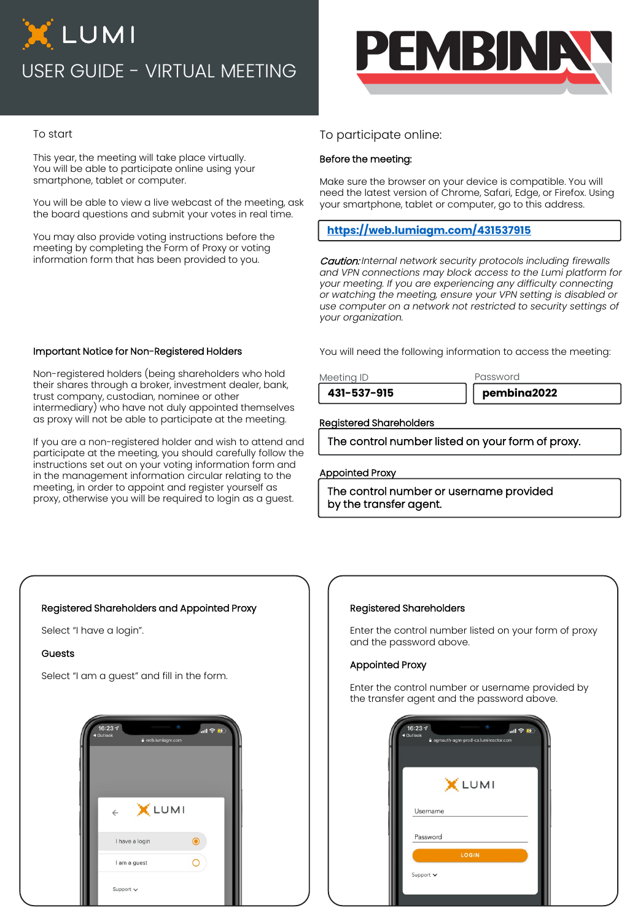LUMI

# USER GUIDE - VIRTUAL MEETING

PEMBINA

## To start

This year, the meeting will take place virtually. You will be able to participate online using your smartphone, tablet or computer.

You will be able to view a live webcast of the meeting, ask the board questions and submit your votes in real time.

You may also provide voting instructions before the meeting by completing the Form of Proxy or voting information form that has been provided to you.

### Important Notice for Non-Registered Holders

Non-registered holders (being shareholders who hold their shares through a broker, investment dealer, bank, trust company, custodian, nominee or other intermediary) who have not duly appointed themselves as proxy will not be able to participate at the meeting.

If you are a non-registered holder and wish to attend and participate at the meeting, you should carefully follow the instructions set out on your voting information form and in the management information circular relating to the meeting, in order to appoint and register yourself as proxy, otherwise you will be required to login as a guest.

## To participate online:

**Before the meeting:**

Make sure the browser on your device is compatible. You will need the latest version of Chrome, Safari, Edge, or Firefox. Using your smartphone, tablet or computer, go to this address.

**https://web.lumiagm.com/431537915**

***Caution:*** *Internal network security protocols including firewalls and VPN connections may block access to the Lumi platform for your meeting. If you are experiencing any difficulty connecting or watching the meeting, ensure your VPN setting is disabled or use computer on a network not restricted to security settings of your organization.*

You will need the following information to access the meeting:

| Meeting ID | Password |
|---|---|
| **431-537-915** | **pembina2022** |

**Registered Shareholders**

The control number listed on your form of proxy.

**Appointed Proxy**

The control number or username provided by the transfer agent.

### Registered Shareholders and Appointed Proxy

Select "I have a login".

**Guests**

Select "I am a guest" and fill in the form.

### Registered Shareholders

Enter the control number listed on your form of proxy and the password above.

**Appointed Proxy**

Enter the control number or username provided by the transfer agent and the password above.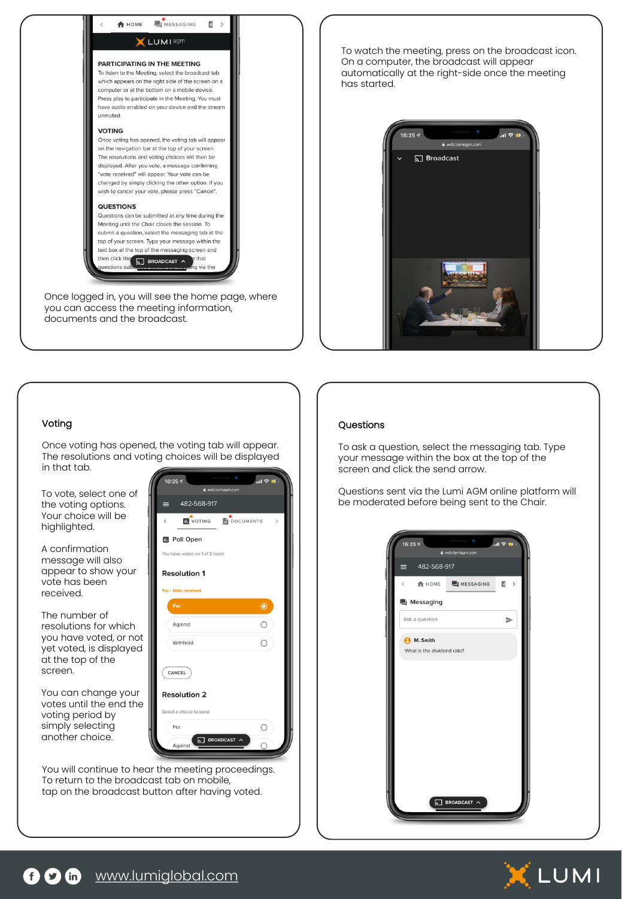Once logged in, you will see the home page, where you can access the meeting information, documents and the broadcast.

To watch the meeting, press on the broadcast icon. On a computer, the broadcast will appear automatically at the right-side once the meeting has started.

## Voting

Once voting has opened, the voting tab will appear. The resolutions and voting choices will be displayed in that tab.

To vote, select one of the voting options. Your choice will be highlighted.

A confirmation message will also appear to show your vote has been received.

The number of resolutions for which you have voted, or not yet voted, is displayed at the top of the screen.

You can change your votes until the end the voting period by simply selecting another choice.

You will continue to hear the meeting proceedings. To return to the broadcast tab on mobile, tap on the broadcast button after having voted.

## Questions

To ask a question, select the messaging tab. Type your message within the box at the top of the screen and click the send arrow.

Questions sent via the Lumi AGM online platform will be moderated before being sent to the Chair.